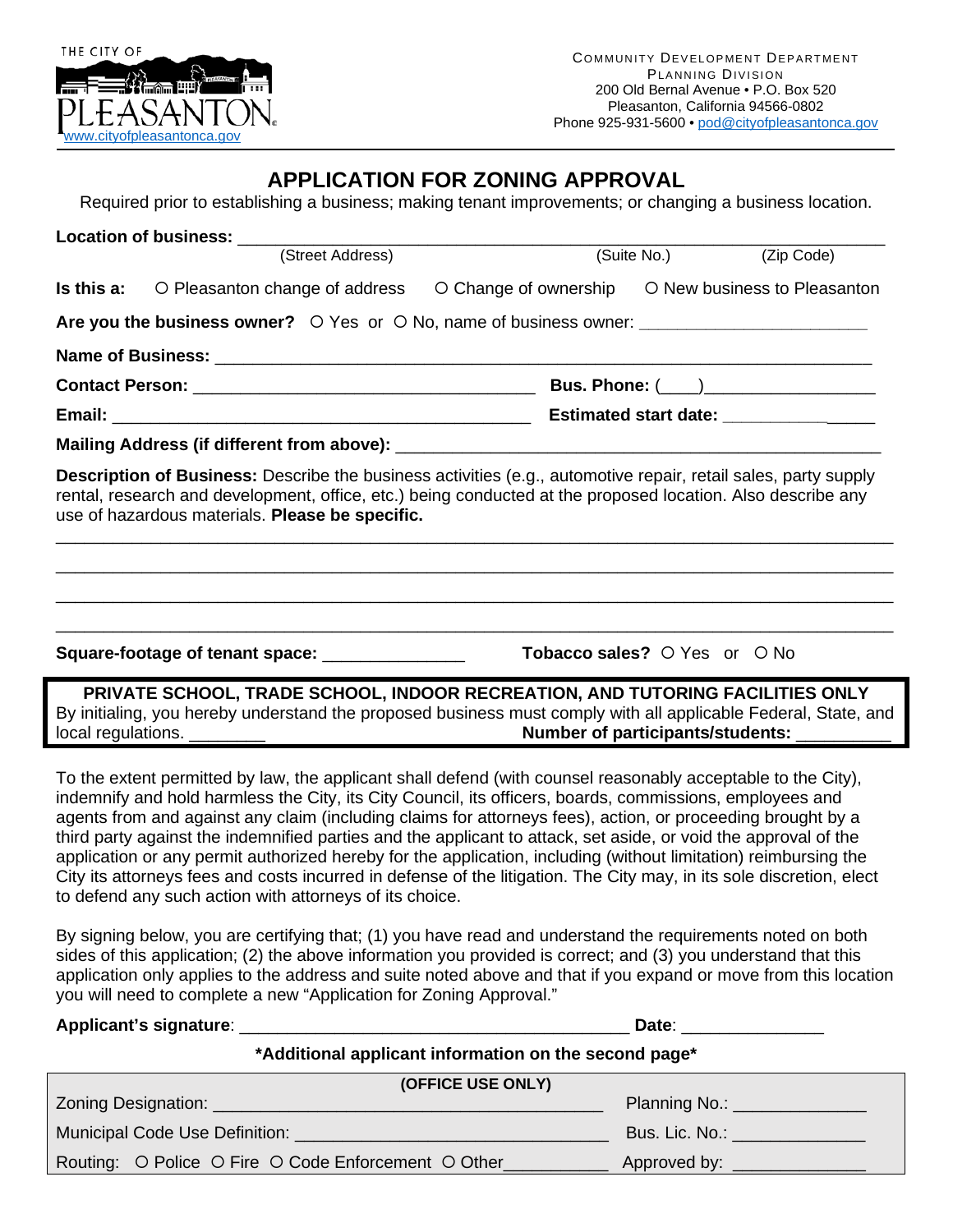THE CITY OF PLEASANTON

www.cityofpleasantonca.gov

COMMUNITY DEVELOPMENT DEPARTMENT
PLANNING DIVISION
200 Old Bernal Avenue • P.O. Box 520
Pleasanton, California 94566-0802
Phone 925-931-5600 • pod@cityofpleasantonca.gov

# APPLICATION FOR ZONING APPROVAL

Required prior to establishing a business; making tenant improvements; or changing a business location.

**Location of business:** ____________________________________________________________
(Street Address) (Suite No.) (Zip Code)

**Is this a:** ○ Pleasanton change of address ○ Change of ownership ○ New business to Pleasanton

**Are you the business owner?** ○ Yes or ○ No, name of business owner: ________________________

**Name of Business:** ______________________________________________________________

**Contact Person:** ____________________________________ **Bus. Phone:** (___)__________________

**Email:** ______________________________________________ **Estimated start date:** ________________

**Mailing Address (if different from above):** ____________________________________________________

**Description of Business:** Describe the business activities (e.g., automotive repair, retail sales, party supply rental, research and development, office, etc.) being conducted at the proposed location. Also describe any use of hazardous materials. **Please be specific.**

______________________________________________________________________________

______________________________________________________________________________

______________________________________________________________________________

______________________________________________________________________________

**Square-footage of tenant space:** ______________ **Tobacco sales?** ○ Yes or ○ No

**PRIVATE SCHOOL, TRADE SCHOOL, INDOOR RECREATION, AND TUTORING FACILITIES ONLY**
By initialing, you hereby understand the proposed business must comply with all applicable Federal, State, and local regulations. ________ **Number of participants/students:** __________

To the extent permitted by law, the applicant shall defend (with counsel reasonably acceptable to the City), indemnify and hold harmless the City, its City Council, its officers, boards, commissions, employees and agents from and against any claim (including claims for attorneys fees), action, or proceeding brought by a third party against the indemnified parties and the applicant to attack, set aside, or void the approval of the application or any permit authorized hereby for the application, including (without limitation) reimbursing the City its attorneys fees and costs incurred in defense of the litigation. The City may, in its sole discretion, elect to defend any such action with attorneys of its choice.

By signing below, you are certifying that; (1) you have read and understand the requirements noted on both sides of this application; (2) the above information you provided is correct; and (3) you understand that this application only applies to the address and suite noted above and that if you expand or move from this location you will need to complete a new "Application for Zoning Approval."

**Applicant's signature**: _________________________________________ **Date**: _______________

**\*Additional applicant information on the second page\***

**(OFFICE USE ONLY)**

Zoning Designation: __________________________________________ Planning No.: ______________

Municipal Code Use Definition: ________________________________ Bus. Lic. No.: ______________

Routing: ○ Police ○ Fire ○ Code Enforcement ○ Other___________ Approved by: ______________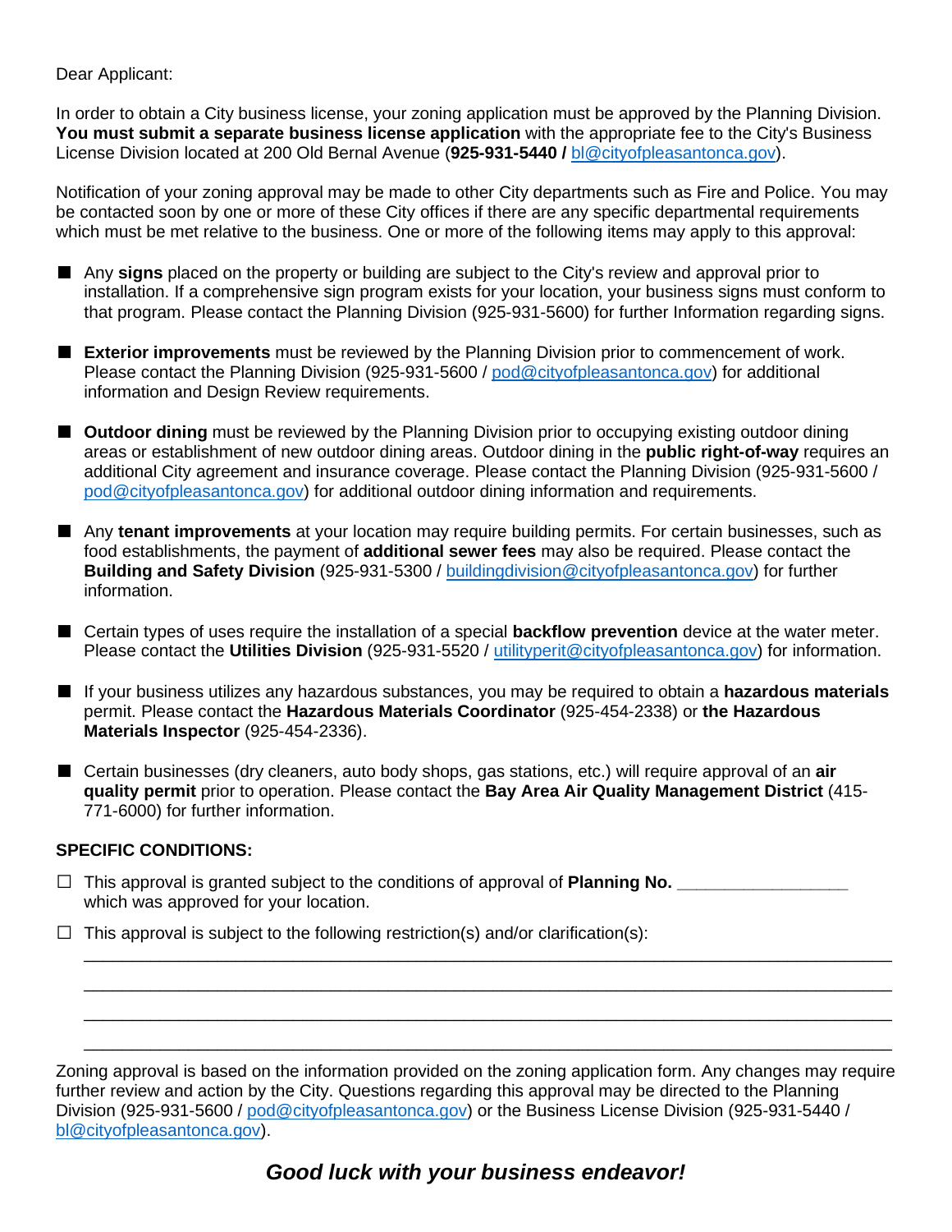Dear Applicant:

In order to obtain a City business license, your zoning application must be approved by the Planning Division. **You must submit a separate business license application** with the appropriate fee to the City's Business License Division located at 200 Old Bernal Avenue (**925-931-5440 /** bl@cityofpleasantonca.gov).

Notification of your zoning approval may be made to other City departments such as Fire and Police. You may be contacted soon by one or more of these City offices if there are any specific departmental requirements which must be met relative to the business. One or more of the following items may apply to this approval:

- Any **signs** placed on the property or building are subject to the City's review and approval prior to installation. If a comprehensive sign program exists for your location, your business signs must conform to that program. Please contact the Planning Division (925-931-5600) for further Information regarding signs.

- **Exterior improvements** must be reviewed by the Planning Division prior to commencement of work. Please contact the Planning Division (925-931-5600 / pod@cityofpleasantonca.gov) for additional information and Design Review requirements.

- **Outdoor dining** must be reviewed by the Planning Division prior to occupying existing outdoor dining areas or establishment of new outdoor dining areas. Outdoor dining in the **public right-of-way** requires an additional City agreement and insurance coverage. Please contact the Planning Division (925-931-5600 / pod@cityofpleasantonca.gov) for additional outdoor dining information and requirements.

- Any **tenant improvements** at your location may require building permits. For certain businesses, such as food establishments, the payment of **additional sewer fees** may also be required. Please contact the **Building and Safety Division** (925-931-5300 / buildingdivision@cityofpleasantonca.gov) for further information.

- Certain types of uses require the installation of a special **backflow prevention** device at the water meter. Please contact the **Utilities Division** (925-931-5520 / utilityperit@cityofpleasantonca.gov) for information.

- If your business utilizes any hazardous substances, you may be required to obtain a **hazardous materials** permit. Please contact the **Hazardous Materials Coordinator** (925-454-2338) or **the Hazardous Materials Inspector** (925-454-2336).

- Certain businesses (dry cleaners, auto body shops, gas stations, etc.) will require approval of an **air quality permit** prior to operation. Please contact the **Bay Area Air Quality Management District** (415-771-6000) for further information.

**SPECIFIC CONDITIONS:**

☐ This approval is granted subject to the conditions of approval of **Planning No. _________________** which was approved for your location.

☐ This approval is subject to the following restriction(s) and/or clarification(s):

_______________________________________________________________________________

_______________________________________________________________________________

_______________________________________________________________________________

_______________________________________________________________________________

Zoning approval is based on the information provided on the zoning application form. Any changes may require further review and action by the City. Questions regarding this approval may be directed to the Planning Division (925-931-5600 / pod@cityofpleasantonca.gov) or the Business License Division (925-931-5440 / bl@cityofpleasantonca.gov).

***Good luck with your business endeavor!***